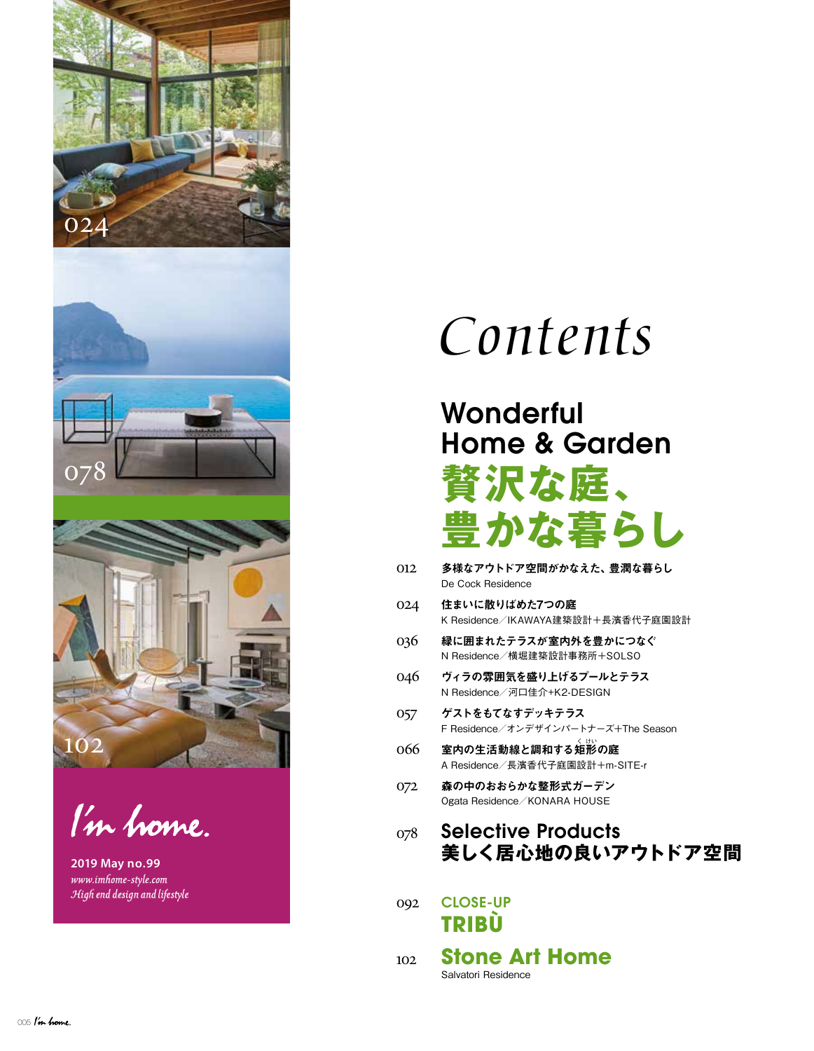024

078

102

I'm home.

**2019 May no.99**
*www.imhome-style.com*
*High end design and lifestyle*

# Contents

## Wonderful Home & Garden
## 贅沢な庭、豊かな暮らし

012 **多様なアウトドア空間がかなえた、豊潤な暮らし**
De Cock Residence

024 **住まいに散りばめた7つの庭**
K Residence／IKAWAYA建築設計＋長濱香代子庭園設計

036 **緑に囲まれたテラスが室内外を豊かにつなぐ**
N Residence／横堀建築設計事務所＋SOLSO

046 **ヴィラの雰囲気を盛り上げるプールとテラス**
N Residence／河口佳介+K2-DESIGN

057 **ゲストをもてなすデッキテラス**
F Residence／オンデザインパートナーズ+The Season

066 **室内の生活動線と調和する矩形の庭**
A Residence／長濱香代子庭園設計＋m-SITE-r

072 **森の中のおおらかな整形式ガーデン**
Ogata Residence／KONARA HOUSE

078 **Selective Products**
**美しく居心地の良いアウトドア空間**

092 **CLOSE-UP**
**TRIBÙ**

102 **Stone Art Home**
Salvatori Residence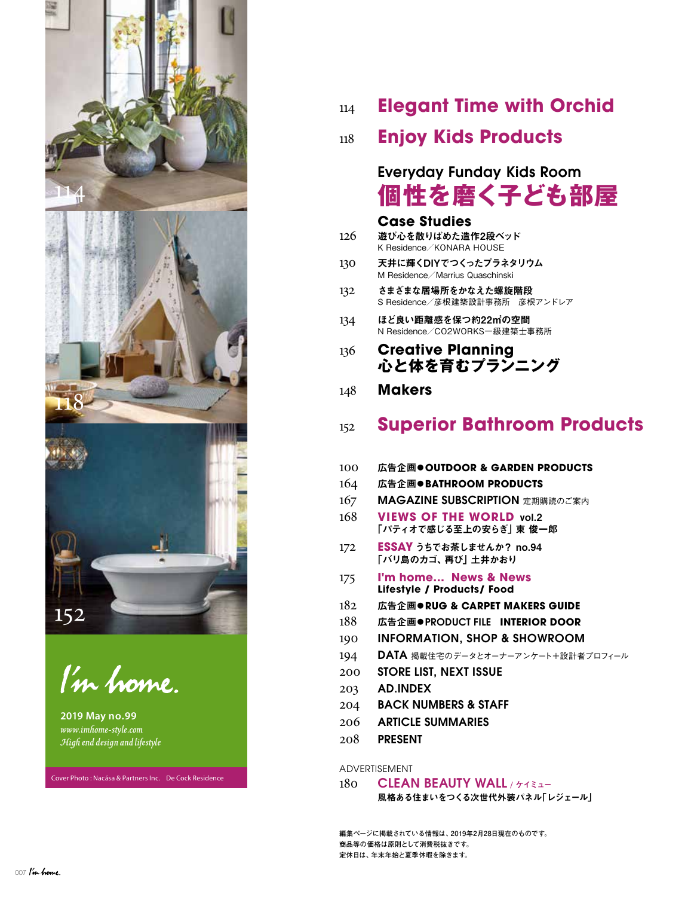114 **Elegant Time with Orchid**

118 **Enjoy Kids Products**

Everyday Funday Kids Room

## 個性を磨く子ども部屋

### Case Studies

126 **遊び心を散りばめた造作2段ベッド**
K Residence／KONARA HOUSE

130 **天井に輝くDIYでつくったプラネタリウム**
M Residence／Marrius Quaschinski

132 **さまざまな居場所をかなえた螺旋階段**
S Residence／彦根建築設計事務所　彦根アンドレア

134 **ほど良い距離感を保つ約22㎡の空間**
N Residence／CO2WORKS一級建築士事務所

136 **Creative Planning**
**心と体を育むプランニング**

148 **Makers**

152 **Superior Bathroom Products**

100 **広告企画●OUTDOOR & GARDEN PRODUCTS**

164 **広告企画●BATHROOM PRODUCTS**

167 **MAGAZINE SUBSCRIPTION** 定期購読のご案内

168 **VIEWS OF THE WORLD vol.2**
**「パティオで感じる至上の安らぎ」東 俊一郎**

172 **ESSAY うちでお茶しませんか？ no.94**
**「バリ島のカゴ、再び」土井かおり**

175 **I'm home... News & News**
**Lifestyle / Products/ Food**

182 **広告企画●RUG & CARPET MAKERS GUIDE**

188 **広告企画●PRODUCT FILE　INTERIOR DOOR**

190 **INFORMATION, SHOP & SHOWROOM**

194 **DATA** 掲載住宅のデータとオーナーアンケート＋設計者プロフィール

200 **STORE LIST, NEXT ISSUE**

203 **AD.INDEX**

204 **BACK NUMBERS & STAFF**

206 **ARTICLE SUMMARIES**

208 **PRESENT**

ADVERTISEMENT

180 **CLEAN BEAUTY WALL** / ケイミュー
**風格ある住まいをつくる次世代外装パネル「レジェール」**

編集ページに掲載されている情報は、2019年2月28日現在のものです。
商品等の価格は原則として消費税抜きです。
定休日は、年末年始と夏季休暇を除きます。

114

118

152

I'm home.

**2019 May no.99**
*www.imhome-style.com*
*High end design and lifestyle*

Cover Photo : Nacása & Partners Inc.　De Cock Residence